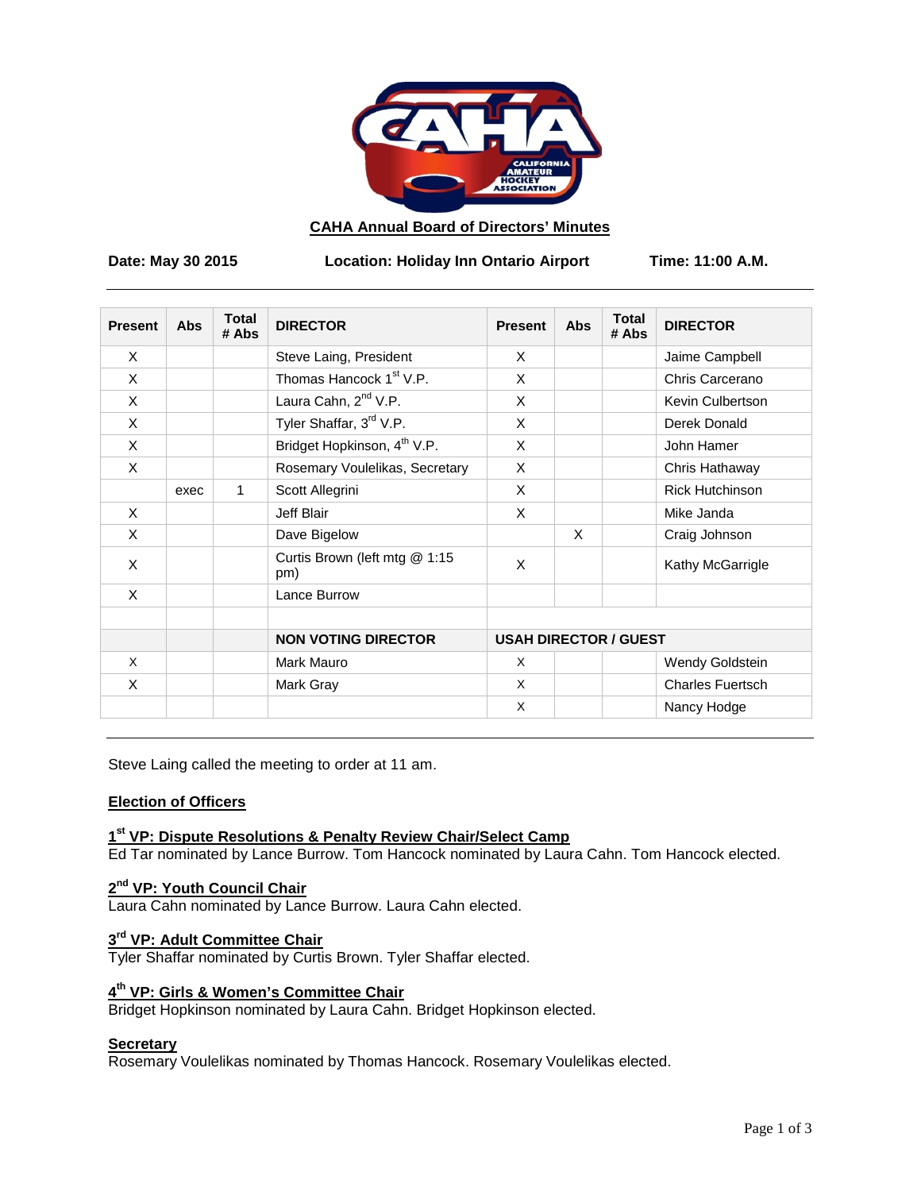## CAHA Annual Board of Directors' Minutes

**Date: May 30 2015** **Location: Holiday Inn Ontario Airport** **Time: 11:00 A.M.**

| Present | Abs | Total # Abs | DIRECTOR | Present | Abs | Total # Abs | DIRECTOR |
|---|---|---|---|---|---|---|---|
| X | | | Steve Laing, President | X | | | Jaime Campbell |
| X | | | Thomas Hancock 1st V.P. | X | | | Chris Carcerano |
| X | | | Laura Cahn, 2nd V.P. | X | | | Kevin Culbertson |
| X | | | Tyler Shaffar, 3rd V.P. | X | | | Derek Donald |
| X | | | Bridget Hopkinson, 4th V.P. | X | | | John Hamer |
| X | | | Rosemary Voulelikas, Secretary | X | | | Chris Hathaway |
| | exec | 1 | Scott Allegrini | X | | | Rick Hutchinson |
| X | | | Jeff Blair | X | | | Mike Janda |
| X | | | Dave Bigelow | | X | | Craig Johnson |
| X | | | Curtis Brown (left mtg @ 1:15 pm) | X | | | Kathy McGarrigle |
| X | | | Lance Burrow | | | | |
| | | | | | | | |
| | | | **NON VOTING DIRECTOR** | **USAH DIRECTOR / GUEST** | | | |
| X | | | Mark Mauro | X | | | Wendy Goldstein |
| X | | | Mark Gray | X | | | Charles Fuertsch |
| | | | | X | | | Nancy Hodge |

Steve Laing called the meeting to order at 11 am.

### Election of Officers

**1st VP: Dispute Resolutions & Penalty Review Chair/Select Camp**
Ed Tar nominated by Lance Burrow. Tom Hancock nominated by Laura Cahn. Tom Hancock elected.

**2nd VP: Youth Council Chair**
Laura Cahn nominated by Lance Burrow. Laura Cahn elected.

**3rd VP: Adult Committee Chair**
Tyler Shaffar nominated by Curtis Brown. Tyler Shaffar elected.

**4th VP: Girls & Women's Committee Chair**
Bridget Hopkinson nominated by Laura Cahn. Bridget Hopkinson elected.

**Secretary**
Rosemary Voulelikas nominated by Thomas Hancock. Rosemary Voulelikas elected.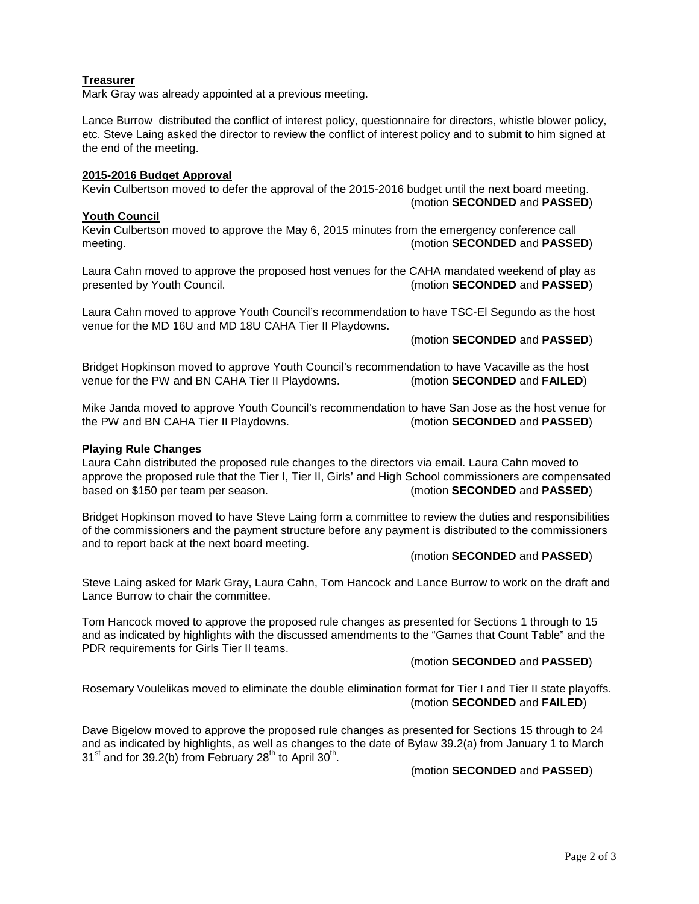**Treasurer**

Mark Gray was already appointed at a previous meeting.

Lance Burrow distributed the conflict of interest policy, questionnaire for directors, whistle blower policy, etc. Steve Laing asked the director to review the conflict of interest policy and to submit to him signed at the end of the meeting.

**2015-2016 Budget Approval**

Kevin Culbertson moved to defer the approval of the 2015-2016 budget until the next board meeting. (motion **SECONDED** and **PASSED**)

**Youth Council**

Kevin Culbertson moved to approve the May 6, 2015 minutes from the emergency conference call meeting. (motion **SECONDED** and **PASSED**)

Laura Cahn moved to approve the proposed host venues for the CAHA mandated weekend of play as presented by Youth Council. (motion **SECONDED** and **PASSED**)

Laura Cahn moved to approve Youth Council's recommendation to have TSC-El Segundo as the host venue for the MD 16U and MD 18U CAHA Tier II Playdowns.

(motion **SECONDED** and **PASSED**)

Bridget Hopkinson moved to approve Youth Council's recommendation to have Vacaville as the host venue for the PW and BN CAHA Tier II Playdowns. (motion **SECONDED** and **FAILED**)

Mike Janda moved to approve Youth Council's recommendation to have San Jose as the host venue for the PW and BN CAHA Tier II Playdowns. (motion **SECONDED** and **PASSED**)

**Playing Rule Changes**

Laura Cahn distributed the proposed rule changes to the directors via email. Laura Cahn moved to approve the proposed rule that the Tier I, Tier II, Girls' and High School commissioners are compensated based on \$150 per team per season. (motion **SECONDED** and **PASSED**)

Bridget Hopkinson moved to have Steve Laing form a committee to review the duties and responsibilities of the commissioners and the payment structure before any payment is distributed to the commissioners and to report back at the next board meeting.

(motion **SECONDED** and **PASSED**)

Steve Laing asked for Mark Gray, Laura Cahn, Tom Hancock and Lance Burrow to work on the draft and Lance Burrow to chair the committee.

Tom Hancock moved to approve the proposed rule changes as presented for Sections 1 through to 15 and as indicated by highlights with the discussed amendments to the "Games that Count Table" and the PDR requirements for Girls Tier II teams.

(motion **SECONDED** and **PASSED**)

Rosemary Voulelikas moved to eliminate the double elimination format for Tier I and Tier II state playoffs. (motion **SECONDED** and **FAILED**)

Dave Bigelow moved to approve the proposed rule changes as presented for Sections 15 through to 24 and as indicated by highlights, as well as changes to the date of Bylaw 39.2(a) from January 1 to March 31st and for 39.2(b) from February 28th to April 30th.

(motion **SECONDED** and **PASSED**)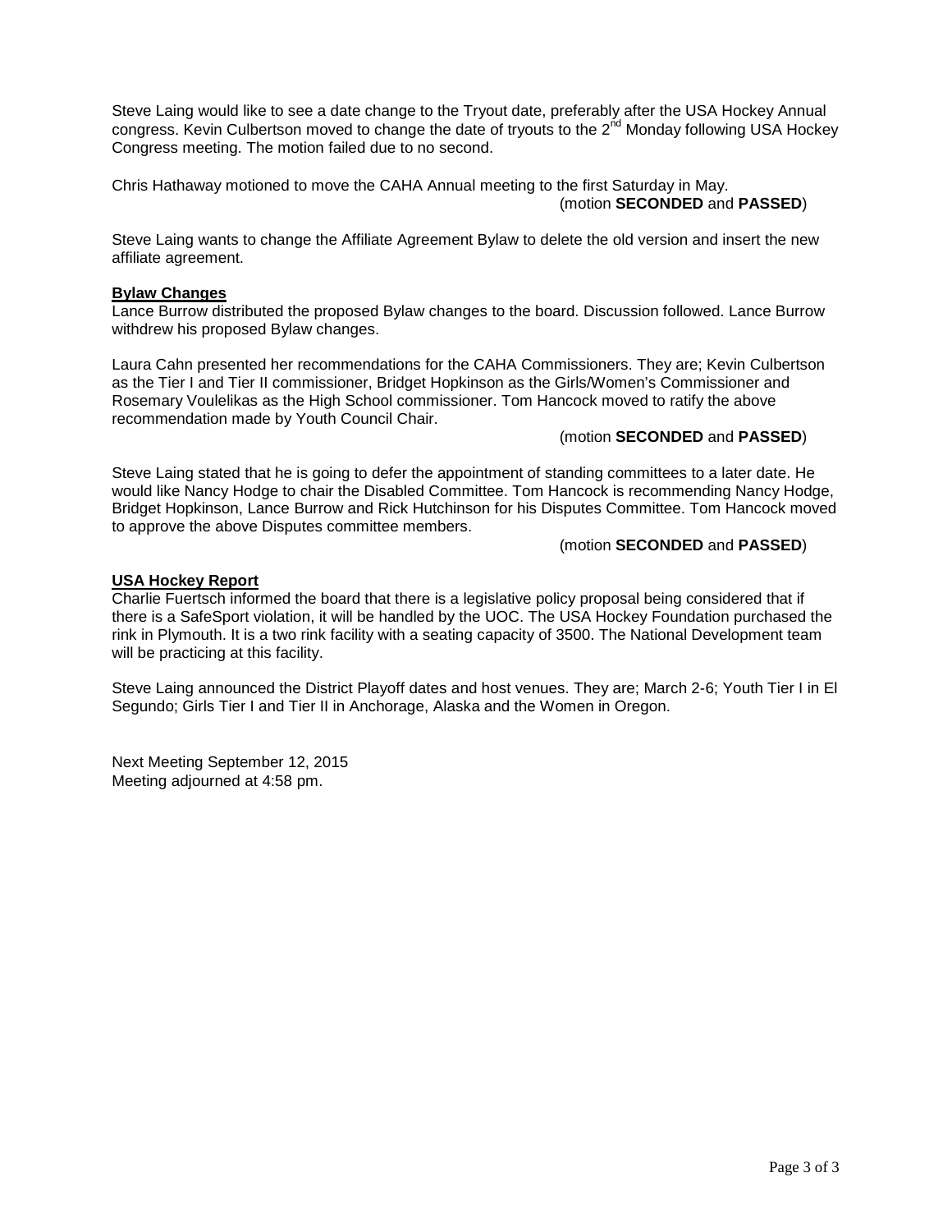Steve Laing would like to see a date change to the Tryout date, preferably after the USA Hockey Annual congress. Kevin Culbertson moved to change the date of tryouts to the 2nd Monday following USA Hockey Congress meeting. The motion failed due to no second.

Chris Hathaway motioned to move the CAHA Annual meeting to the first Saturday in May.
(motion **SECONDED** and **PASSED**)

Steve Laing wants to change the Affiliate Agreement Bylaw to delete the old version and insert the new affiliate agreement.

**Bylaw Changes**

Lance Burrow distributed the proposed Bylaw changes to the board. Discussion followed. Lance Burrow withdrew his proposed Bylaw changes.

Laura Cahn presented her recommendations for the CAHA Commissioners. They are; Kevin Culbertson as the Tier I and Tier II commissioner, Bridget Hopkinson as the Girls/Women's Commissioner and Rosemary Voulelikas as the High School commissioner. Tom Hancock moved to ratify the above recommendation made by Youth Council Chair.

(motion **SECONDED** and **PASSED**)

Steve Laing stated that he is going to defer the appointment of standing committees to a later date. He would like Nancy Hodge to chair the Disabled Committee. Tom Hancock is recommending Nancy Hodge, Bridget Hopkinson, Lance Burrow and Rick Hutchinson for his Disputes Committee. Tom Hancock moved to approve the above Disputes committee members.

(motion **SECONDED** and **PASSED**)

**USA Hockey Report**

Charlie Fuertsch informed the board that there is a legislative policy proposal being considered that if there is a SafeSport violation, it will be handled by the UOC. The USA Hockey Foundation purchased the rink in Plymouth. It is a two rink facility with a seating capacity of 3500. The National Development team will be practicing at this facility.

Steve Laing announced the District Playoff dates and host venues. They are; March 2-6; Youth Tier I in El Segundo; Girls Tier I and Tier II in Anchorage, Alaska and the Women in Oregon.

Next Meeting September 12, 2015
Meeting adjourned at 4:58 pm.